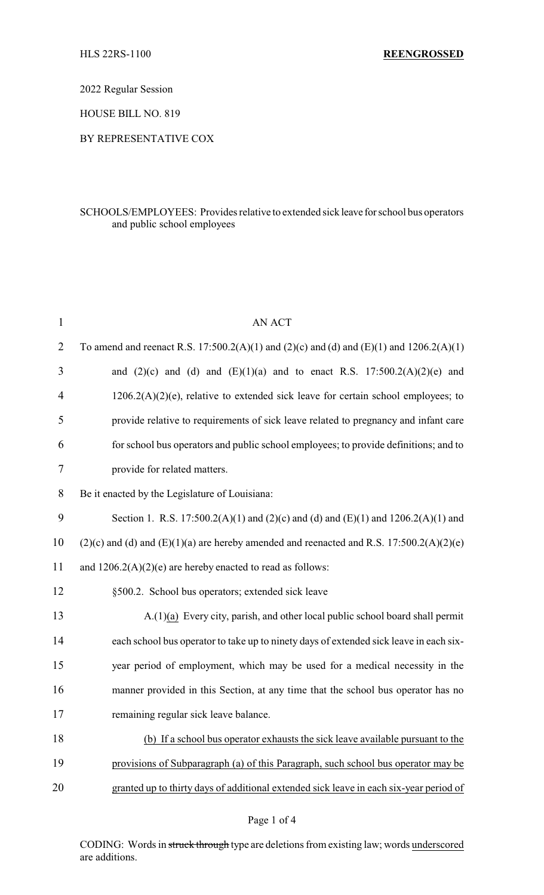HLS 22RS-1100 **REENGROSSED**

2022 Regular Session

HOUSE BILL NO. 819

BY REPRESENTATIVE COX

SCHOOLS/EMPLOYEES: Provides relative to extended sick leave for school bus operators and public school employees

AN ACT

To amend and reenact R.S. 17:500.2(A)(1) and (2)(c) and (d) and (E)(1) and 1206.2(A)(1) and (2)(c) and (d) and (E)(1)(a) and to enact R.S. 17:500.2(A)(2)(e) and 1206.2(A)(2)(e), relative to extended sick leave for certain school employees; to provide relative to requirements of sick leave related to pregnancy and infant care for school bus operators and public school employees; to provide definitions; and to provide for related matters.

Be it enacted by the Legislature of Louisiana:

Section 1. R.S. 17:500.2(A)(1) and (2)(c) and (d) and (E)(1) and 1206.2(A)(1) and (2)(c) and (d) and (E)(1)(a) are hereby amended and reenacted and R.S. 17:500.2(A)(2)(e) and 1206.2(A)(2)(e) are hereby enacted to read as follows:

§500.2. School bus operators; extended sick leave

A.(1)<u>(a)</u> Every city, parish, and other local public school board shall permit each school bus operator to take up to ninety days of extended sick leave in each six-year period of employment, which may be used for a medical necessity in the manner provided in this Section, at any time that the school bus operator has no remaining regular sick leave balance.

<u>(b) If a school bus operator exhausts the sick leave available pursuant to the provisions of Subparagraph (a) of this Paragraph, such school bus operator may be granted up to thirty days of additional extended sick leave in each six-year period of</u>

CODING: Words in ~~struck through~~ type are deletions from existing law; words <u>underscored</u> are additions.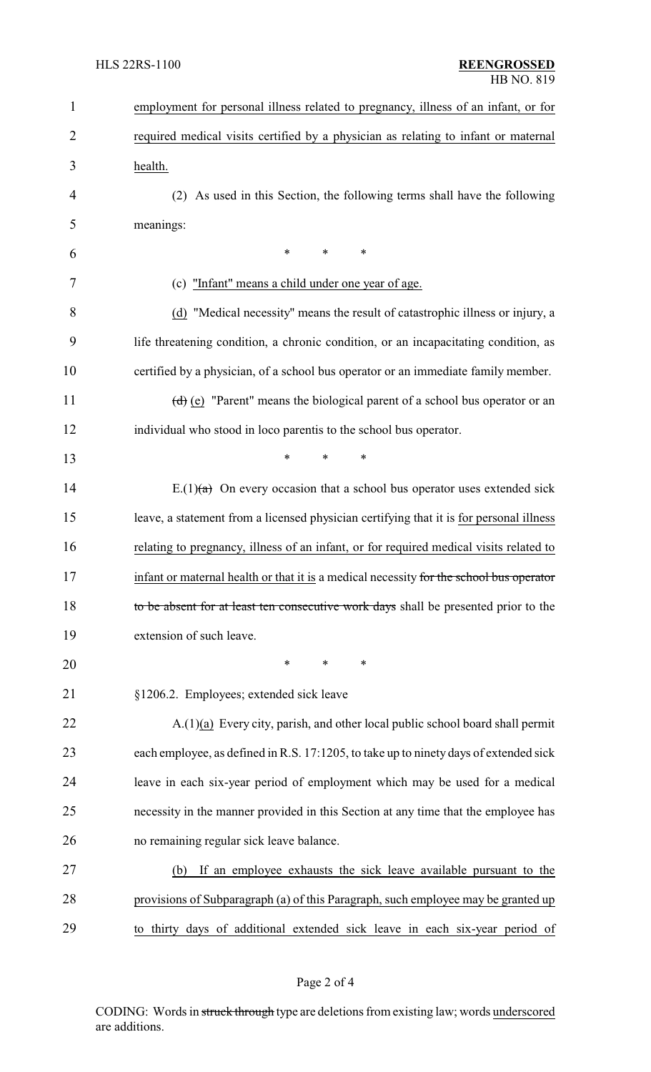employment for personal illness related to pregnancy, illness of an infant, or for required medical visits certified by a physician as relating to infant or maternal health.

(2) As used in this Section, the following terms shall have the following meanings:

\* \* \*

(c) "Infant" means a child under one year of age.

(d) "Medical necessity" means the result of catastrophic illness or injury, a life threatening condition, a chronic condition, or an incapacitating condition, as certified by a physician, of a school bus operator or an immediate family member.

~~(d)~~ (e) "Parent" means the biological parent of a school bus operator or an individual who stood in loco parentis to the school bus operator.

\* \* \*

E.(1)~~(a)~~ On every occasion that a school bus operator uses extended sick leave, a statement from a licensed physician certifying that it is for personal illness relating to pregnancy, illness of an infant, or for required medical visits related to infant or maternal health or that it is a medical necessity ~~for the school bus operator to be absent for at least ten consecutive work days~~ shall be presented prior to the extension of such leave.

\* \* \*

§1206.2. Employees; extended sick leave

A.(1)(a) Every city, parish, and other local public school board shall permit each employee, as defined in R.S. 17:1205, to take up to ninety days of extended sick leave in each six-year period of employment which may be used for a medical necessity in the manner provided in this Section at any time that the employee has no remaining regular sick leave balance.

(b) If an employee exhausts the sick leave available pursuant to the provisions of Subparagraph (a) of this Paragraph, such employee may be granted up to thirty days of additional extended sick leave in each six-year period of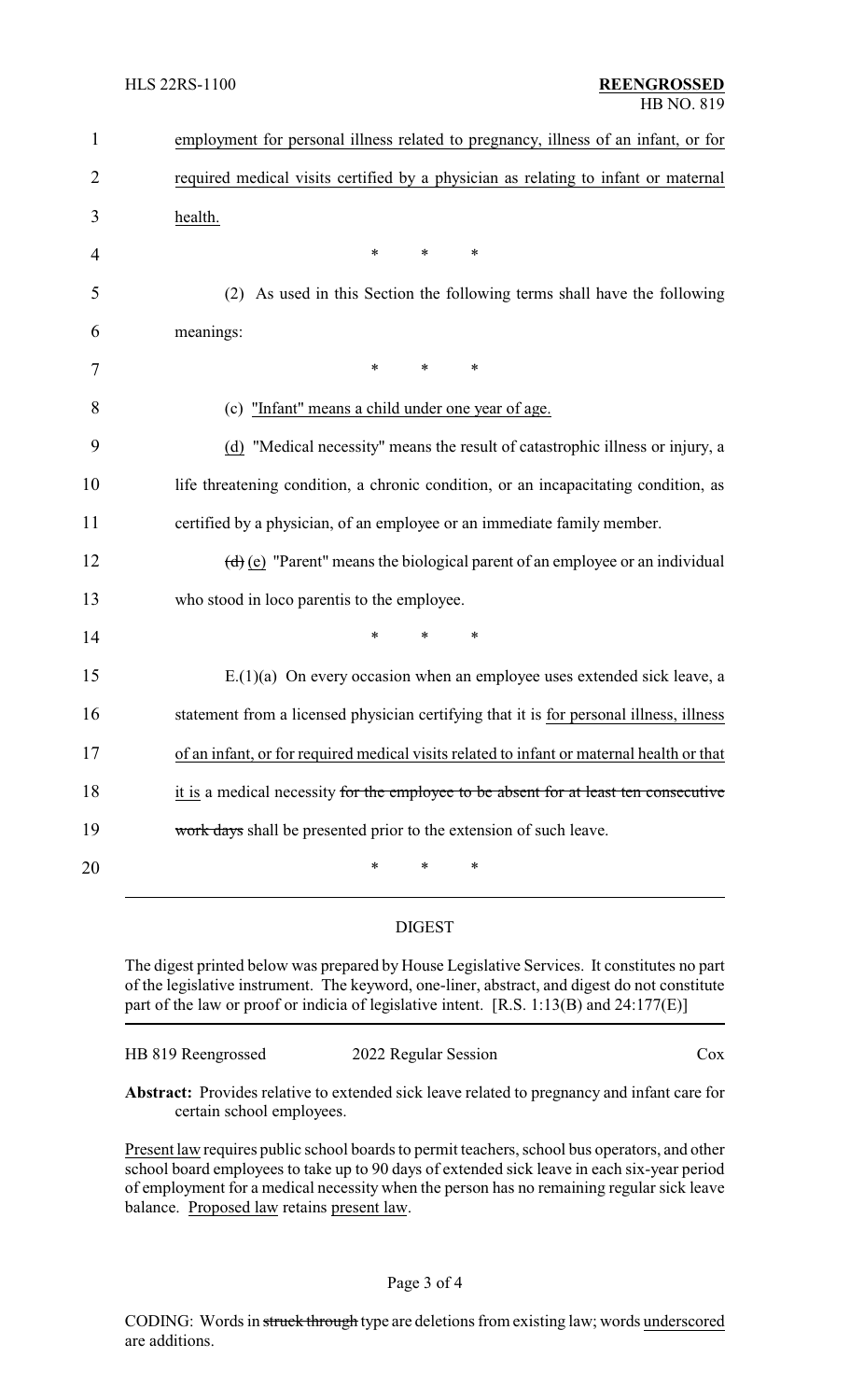employment for personal illness related to pregnancy, illness of an infant, or for required medical visits certified by a physician as relating to infant or maternal health.

\* \* \*

(2) As used in this Section the following terms shall have the following meanings:

\* \* \*

(c) "Infant" means a child under one year of age.

(d) "Medical necessity" means the result of catastrophic illness or injury, a life threatening condition, a chronic condition, or an incapacitating condition, as certified by a physician, of an employee or an immediate family member.

~~(d)~~ (e) "Parent" means the biological parent of an employee or an individual who stood in loco parentis to the employee.

\* \* \*

E.(1)(a) On every occasion when an employee uses extended sick leave, a statement from a licensed physician certifying that it is for personal illness, illness of an infant, or for required medical visits related to infant or maternal health or that it is a medical necessity ~~for the employee to be absent for at least ten consecutive work days~~ shall be presented prior to the extension of such leave.

\* \* \*

## DIGEST

The digest printed below was prepared by House Legislative Services. It constitutes no part of the legislative instrument. The keyword, one-liner, abstract, and digest do not constitute part of the law or proof or indicia of legislative intent. [R.S. 1:13(B) and 24:177(E)]

HB 819 Reengrossed — 2022 Regular Session — Cox

**Abstract:** Provides relative to extended sick leave related to pregnancy and infant care for certain school employees.

Present law requires public school boards to permit teachers, school bus operators, and other school board employees to take up to 90 days of extended sick leave in each six-year period of employment for a medical necessity when the person has no remaining regular sick leave balance. Proposed law retains present law.

CODING: Words in ~~struck through~~ type are deletions from existing law; words underscored are additions.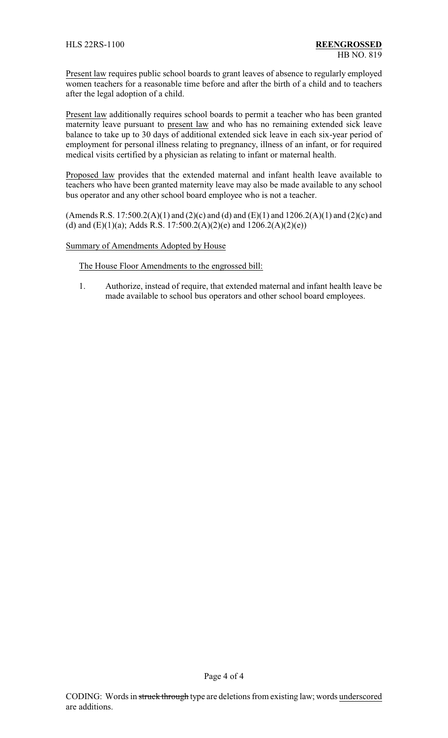<u>Present law</u> requires public school boards to grant leaves of absence to regularly employed women teachers for a reasonable time before and after the birth of a child and to teachers after the legal adoption of a child.

<u>Present law</u> additionally requires school boards to permit a teacher who has been granted maternity leave pursuant to <u>present law</u> and who has no remaining extended sick leave balance to take up to 30 days of additional extended sick leave in each six-year period of employment for personal illness relating to pregnancy, illness of an infant, or for required medical visits certified by a physician as relating to infant or maternal health.

<u>Proposed law</u> provides that the extended maternal and infant health leave available to teachers who have been granted maternity leave may also be made available to any school bus operator and any other school board employee who is not a teacher.

(Amends R.S. 17:500.2(A)(1) and (2)(c) and (d) and (E)(1) and 1206.2(A)(1) and (2)(c) and (d) and (E)(1)(a); Adds R.S. 17:500.2(A)(2)(e) and 1206.2(A)(2)(e))

<u>Summary of Amendments Adopted by House</u>

<u>The House Floor Amendments to the engrossed bill:</u>

1. Authorize, instead of require, that extended maternal and infant health leave be made available to school bus operators and other school board employees.

CODING: Words in ~~struck through~~ type are deletions from existing law; words <u>underscored</u> are additions.